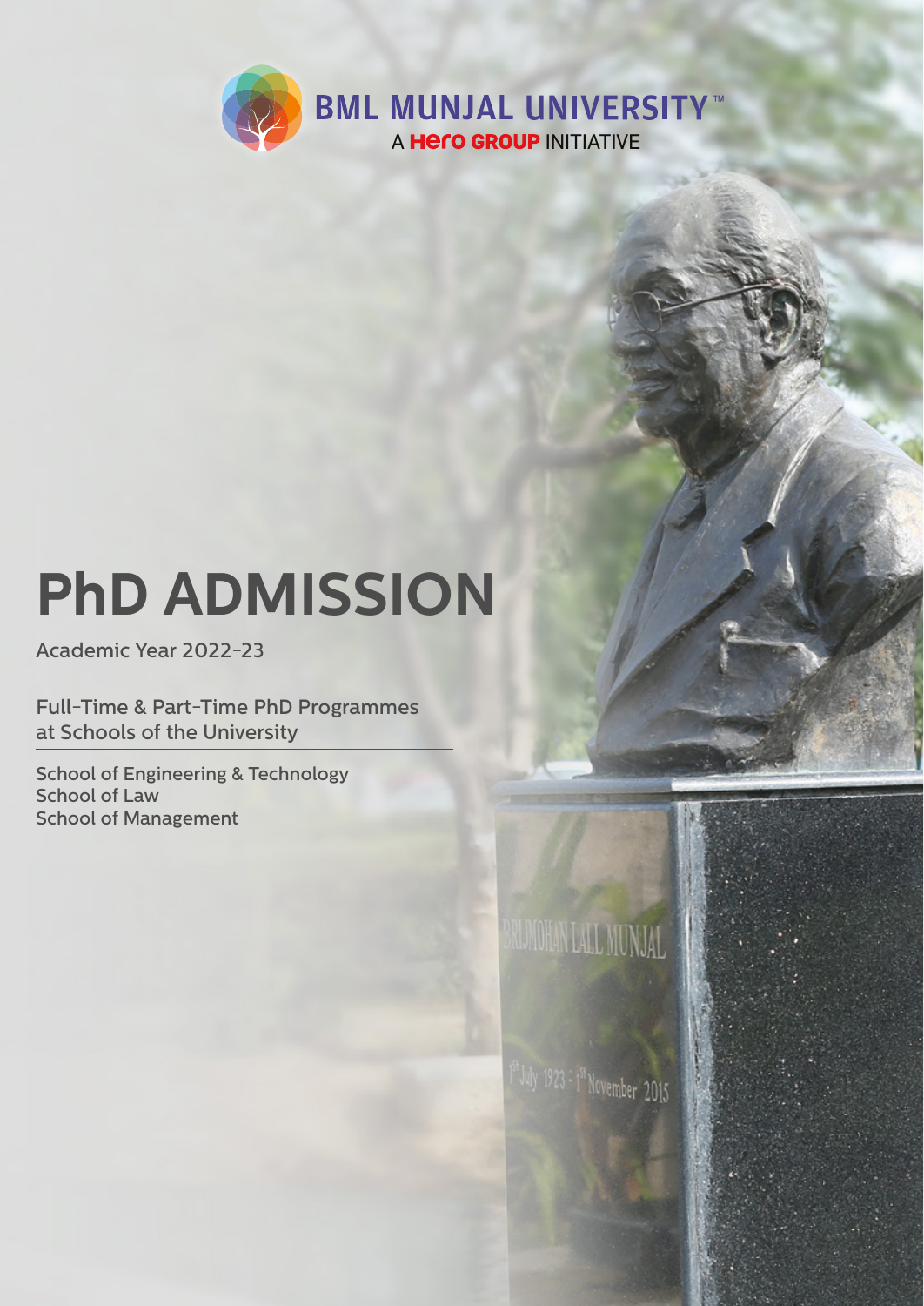BML MUNJAL UNIVERSITY™

A Hero GROUP INITIATIVE

# PhD ADMISSION

Academic Year 2022-23

Full-Time & Part-Time PhD Programmes at Schools of the University

School of Engineering & Technology
School of Law
School of Management

BRIJMOHAN LALL MUNJAL

1st July 1923 - 1st November 2015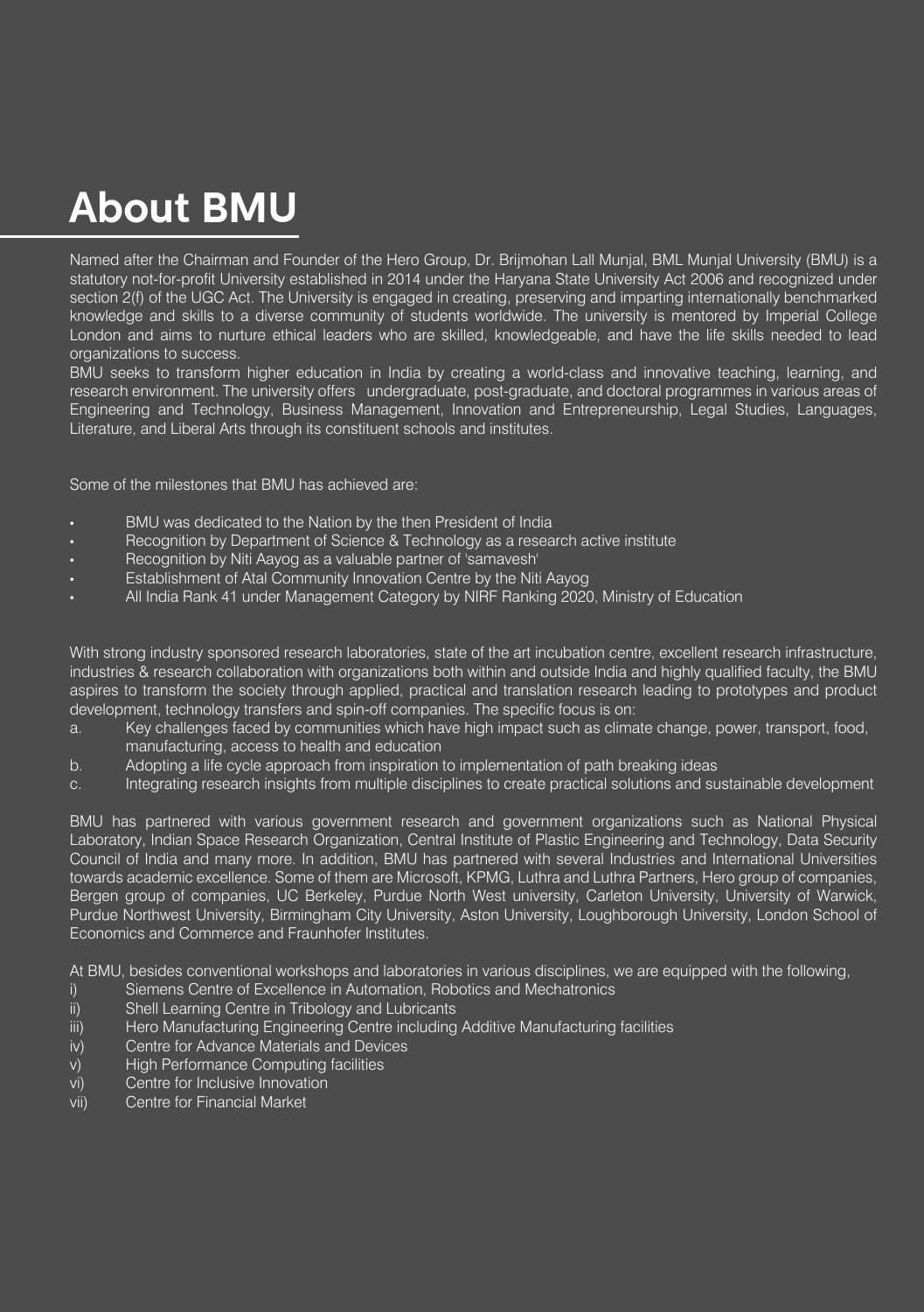# About BMU

Named after the Chairman and Founder of the Hero Group, Dr. Brijmohan Lall Munjal, BML Munjal University (BMU) is a statutory not-for-profit University established in 2014 under the Haryana State University Act 2006 and recognized under section 2(f) of the UGC Act. The University is engaged in creating, preserving and imparting internationally benchmarked knowledge and skills to a diverse community of students worldwide. The university is mentored by Imperial College London and aims to nurture ethical leaders who are skilled, knowledgeable, and have the life skills needed to lead organizations to success.

BMU seeks to transform higher education in India by creating a world-class and innovative teaching, learning, and research environment. The university offers undergraduate, post-graduate, and doctoral programmes in various areas of Engineering and Technology, Business Management, Innovation and Entrepreneurship, Legal Studies, Languages, Literature, and Liberal Arts through its constituent schools and institutes.

Some of the milestones that BMU has achieved are:

- BMU was dedicated to the Nation by the then President of India
- Recognition by Department of Science & Technology as a research active institute
- Recognition by Niti Aayog as a valuable partner of 'samavesh'
- Establishment of Atal Community Innovation Centre by the Niti Aayog
- All India Rank 41 under Management Category by NIRF Ranking 2020, Ministry of Education

With strong industry sponsored research laboratories, state of the art incubation centre, excellent research infrastructure, industries & research collaboration with organizations both within and outside India and highly qualified faculty, the BMU aspires to transform the society through applied, practical and translation research leading to prototypes and product development, technology transfers and spin-off companies. The specific focus is on:

a. Key challenges faced by communities which have high impact such as climate change, power, transport, food, manufacturing, access to health and education
b. Adopting a life cycle approach from inspiration to implementation of path breaking ideas
c. Integrating research insights from multiple disciplines to create practical solutions and sustainable development

BMU has partnered with various government research and government organizations such as National Physical Laboratory, Indian Space Research Organization, Central Institute of Plastic Engineering and Technology, Data Security Council of India and many more. In addition, BMU has partnered with several Industries and International Universities towards academic excellence. Some of them are Microsoft, KPMG, Luthra and Luthra Partners, Hero group of companies, Bergen group of companies, UC Berkeley, Purdue North West university, Carleton University, University of Warwick, Purdue Northwest University, Birmingham City University, Aston University, Loughborough University, London School of Economics and Commerce and Fraunhofer Institutes.

At BMU, besides conventional workshops and laboratories in various disciplines, we are equipped with the following,

i) Siemens Centre of Excellence in Automation, Robotics and Mechatronics
ii) Shell Learning Centre in Tribology and Lubricants
iii) Hero Manufacturing Engineering Centre including Additive Manufacturing facilities
iv) Centre for Advance Materials and Devices
v) High Performance Computing facilities
vi) Centre for Inclusive Innovation
vii) Centre for Financial Market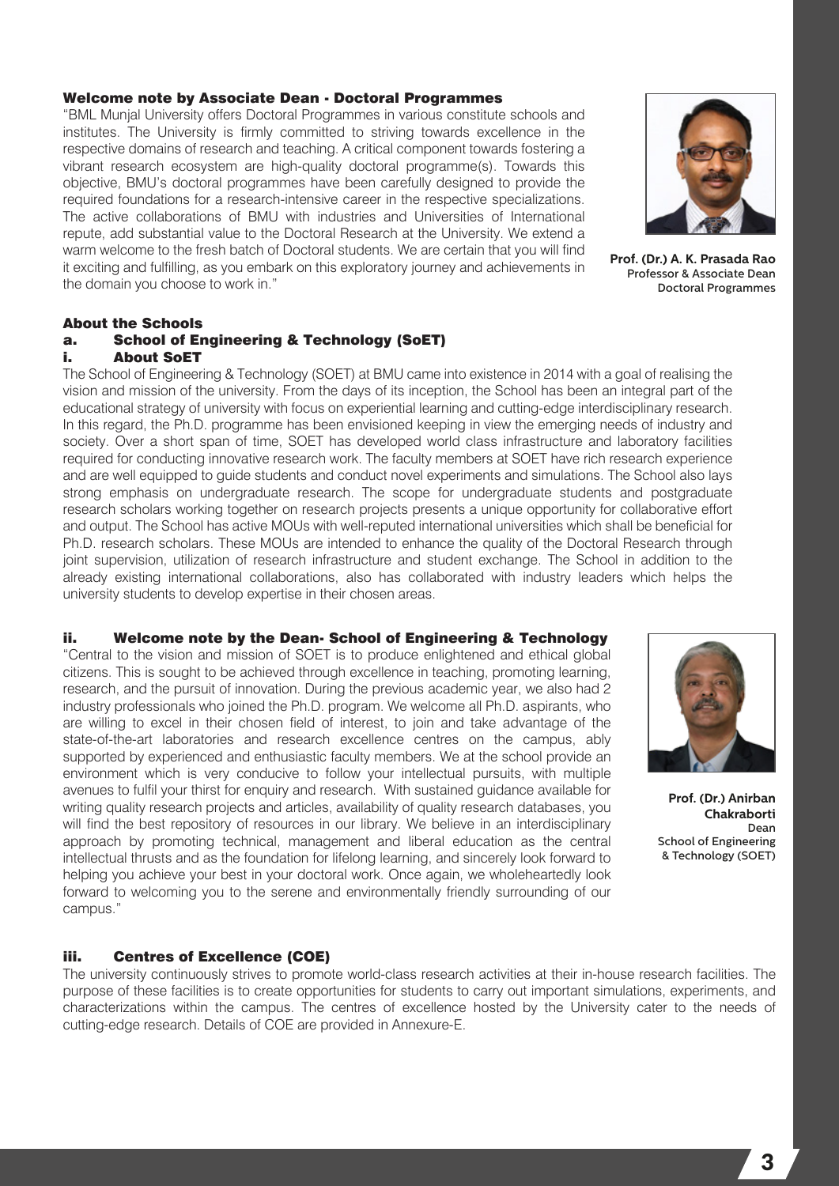### Welcome note by Associate Dean - Doctoral Programmes

"BML Munjal University offers Doctoral Programmes in various constitute schools and institutes. The University is firmly committed to striving towards excellence in the respective domains of research and teaching. A critical component towards fostering a vibrant research ecosystem are high-quality doctoral programme(s). Towards this objective, BMU's doctoral programmes have been carefully designed to provide the required foundations for a research-intensive career in the respective specializations. The active collaborations of BMU with industries and Universities of International repute, add substantial value to the Doctoral Research at the University. We extend a warm welcome to the fresh batch of Doctoral students. We are certain that you will find it exciting and fulfilling, as you embark on this exploratory journey and achievements in the domain you choose to work in."

**Prof. (Dr.) A. K. Prasada Rao**
Professor & Associate Dean
Doctoral Programmes

### About the Schools

### a. School of Engineering & Technology (SoET)

#### i. About SoET

The School of Engineering & Technology (SOET) at BMU came into existence in 2014 with a goal of realising the vision and mission of the university. From the days of its inception, the School has been an integral part of the educational strategy of university with focus on experiential learning and cutting-edge interdisciplinary research. In this regard, the Ph.D. programme has been envisioned keeping in view the emerging needs of industry and society. Over a short span of time, SOET has developed world class infrastructure and laboratory facilities required for conducting innovative research work. The faculty members at SOET have rich research experience and are well equipped to guide students and conduct novel experiments and simulations. The School also lays strong emphasis on undergraduate research. The scope for undergraduate students and postgraduate research scholars working together on research projects presents a unique opportunity for collaborative effort and output. The School has active MOUs with well-reputed international universities which shall be beneficial for Ph.D. research scholars. These MOUs are intended to enhance the quality of the Doctoral Research through joint supervision, utilization of research infrastructure and student exchange. The School in addition to the already existing international collaborations, also has collaborated with industry leaders which helps the university students to develop expertise in their chosen areas.

#### ii. Welcome note by the Dean- School of Engineering & Technology

"Central to the vision and mission of SOET is to produce enlightened and ethical global citizens. This is sought to be achieved through excellence in teaching, promoting learning, research, and the pursuit of innovation. During the previous academic year, we also had 2 industry professionals who joined the Ph.D. program. We welcome all Ph.D. aspirants, who are willing to excel in their chosen field of interest, to join and take advantage of the state-of-the-art laboratories and research excellence centres on the campus, ably supported by experienced and enthusiastic faculty members. We at the school provide an environment which is very conducive to follow your intellectual pursuits, with multiple avenues to fulfil your thirst for enquiry and research. With sustained guidance available for writing quality research projects and articles, availability of quality research databases, you will find the best repository of resources in our library. We believe in an interdisciplinary approach by promoting technical, management and liberal education as the central intellectual thrusts and as the foundation for lifelong learning, and sincerely look forward to helping you achieve your best in your doctoral work. Once again, we wholeheartedly look forward to welcoming you to the serene and environmentally friendly surrounding of our campus."

**Prof. (Dr.) Anirban Chakraborti**
Dean
School of Engineering & Technology (SOET)

#### iii. Centres of Excellence (COE)

The university continuously strives to promote world-class research activities at their in-house research facilities. The purpose of these facilities is to create opportunities for students to carry out important simulations, experiments, and characterizations within the campus. The centres of excellence hosted by the University cater to the needs of cutting-edge research. Details of COE are provided in Annexure-E.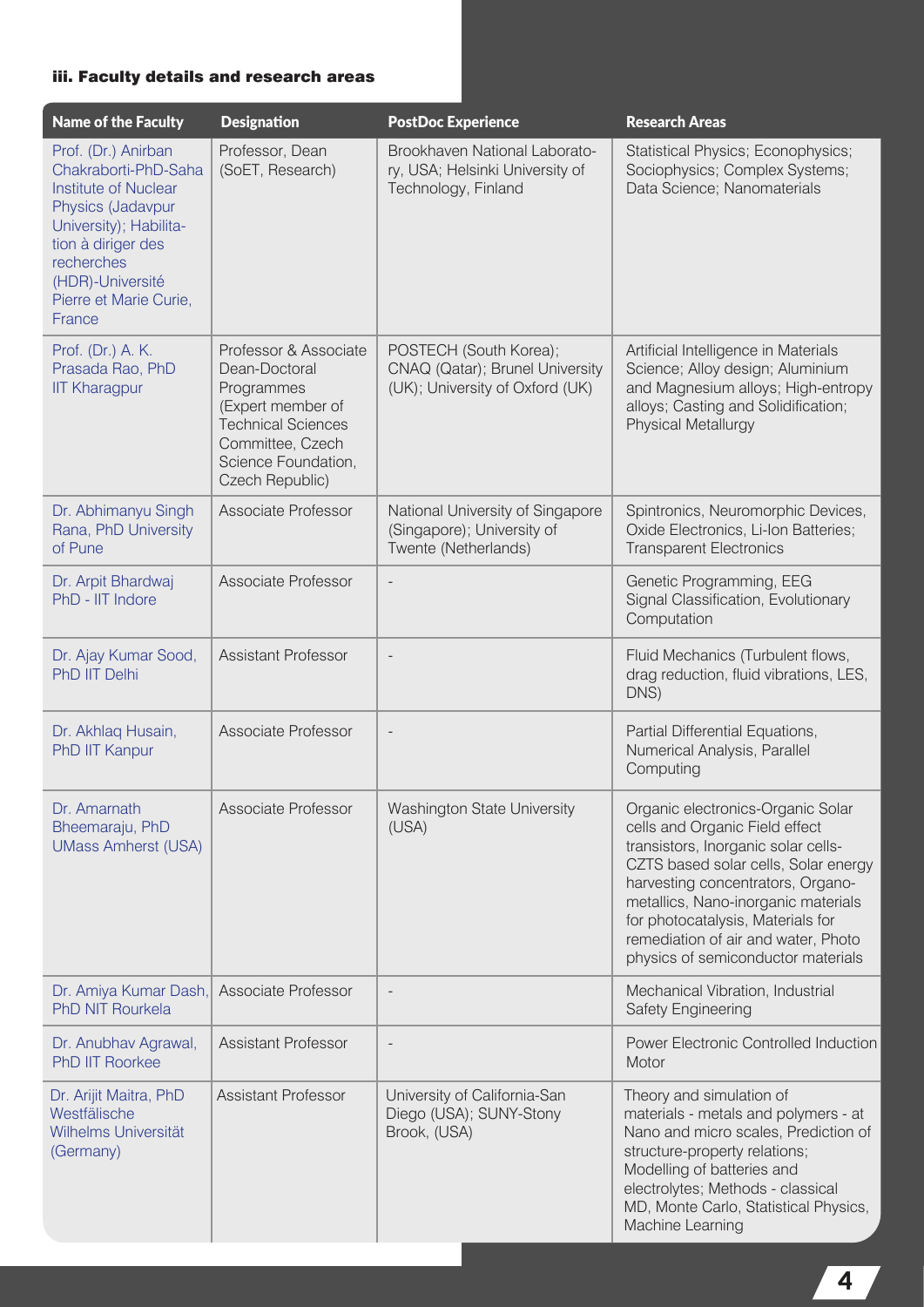### iii. Faculty details and research areas

| Name of the Faculty | Designation | PostDoc Experience | Research Areas |
| --- | --- | --- | --- |
| Prof. (Dr.) Anirban Chakraborti-PhD-Saha Institute of Nuclear Physics (Jadavpur University); Habilitation à diriger des recherches (HDR)-Université Pierre et Marie Curie, France | Professor, Dean (SoET, Research) | Brookhaven National Laboratory, USA; Helsinki University of Technology, Finland | Statistical Physics; Econophysics; Sociophysics; Complex Systems; Data Science; Nanomaterials |
| Prof. (Dr.) A. K. Prasada Rao, PhD IIT Kharagpur | Professor & Associate Dean-Doctoral Programmes (Expert member of Technical Sciences Committee, Czech Science Foundation, Czech Republic) | POSTECH (South Korea); CNAQ (Qatar); Brunel University (UK); University of Oxford (UK) | Artificial Intelligence in Materials Science; Alloy design; Aluminium and Magnesium alloys; High-entropy alloys; Casting and Solidification; Physical Metallurgy |
| Dr. Abhimanyu Singh Rana, PhD University of Pune | Associate Professor | National University of Singapore (Singapore); University of Twente (Netherlands) | Spintronics, Neuromorphic Devices, Oxide Electronics, Li-Ion Batteries; Transparent Electronics |
| Dr. Arpit Bhardwaj PhD - IIT Indore | Associate Professor | - | Genetic Programming, EEG Signal Classification, Evolutionary Computation |
| Dr. Ajay Kumar Sood, PhD IIT Delhi | Assistant Professor | - | Fluid Mechanics (Turbulent flows, drag reduction, fluid vibrations, LES, DNS) |
| Dr. Akhlaq Husain, PhD IIT Kanpur | Associate Professor | - | Partial Differential Equations, Numerical Analysis, Parallel Computing |
| Dr. Amarnath Bheemaraju, PhD UMass Amherst (USA) | Associate Professor | Washington State University (USA) | Organic electronics-Organic Solar cells and Organic Field effect transistors, Inorganic solar cells-CZTS based solar cells, Solar energy harvesting concentrators, Organo-metallics, Nano-inorganic materials for photocatalysis, Materials for remediation of air and water, Photo physics of semiconductor materials |
| Dr. Amiya Kumar Dash, PhD NIT Rourkela | Associate Professor | - | Mechanical Vibration, Industrial Safety Engineering |
| Dr. Anubhav Agrawal, PhD IIT Roorkee | Assistant Professor | - | Power Electronic Controlled Induction Motor |
| Dr. Arijit Maitra, PhD Westfälische Wilhelms Universität (Germany) | Assistant Professor | University of California-San Diego (USA); SUNY-Stony Brook, (USA) | Theory and simulation of materials - metals and polymers - at Nano and micro scales, Prediction of structure-property relations; Modelling of batteries and electrolytes; Methods - classical MD, Monte Carlo, Statistical Physics, Machine Learning |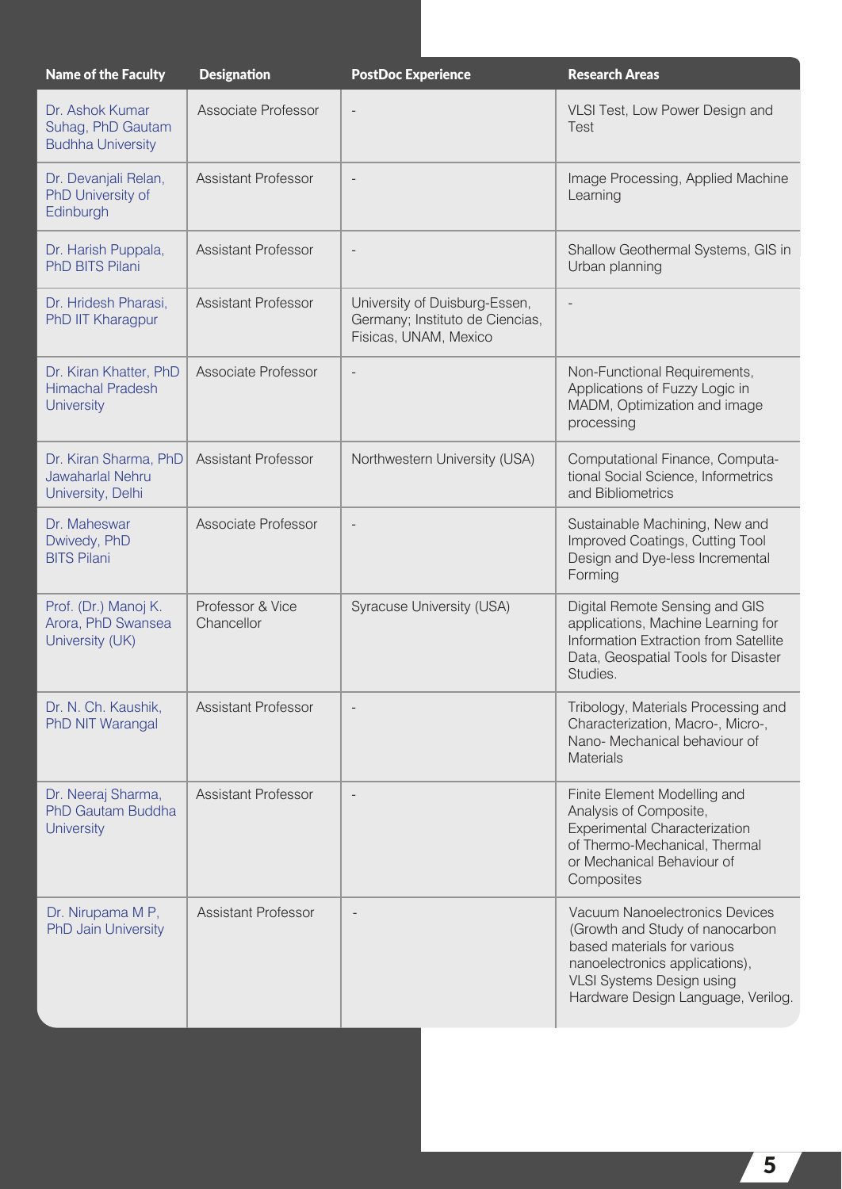| Name of the Faculty | Designation | PostDoc Experience | Research Areas |
|---|---|---|---|
| Dr. Ashok Kumar Suhag, PhD Gautam Budhha University | Associate Professor | - | VLSI Test, Low Power Design and Test |
| Dr. Devanjali Relan, PhD University of Edinburgh | Assistant Professor | - | Image Processing, Applied Machine Learning |
| Dr. Harish Puppala, PhD BITS Pilani | Assistant Professor | - | Shallow Geothermal Systems, GIS in Urban planning |
| Dr. Hridesh Pharasi, PhD IIT Kharagpur | Assistant Professor | University of Duisburg-Essen, Germany; Instituto de Ciencias, Fisicas, UNAM, Mexico | - |
| Dr. Kiran Khatter, PhD Himachal Pradesh University | Associate Professor | - | Non-Functional Requirements, Applications of Fuzzy Logic in MADM, Optimization and image processing |
| Dr. Kiran Sharma, PhD Jawaharlal Nehru University, Delhi | Assistant Professor | Northwestern University (USA) | Computational Finance, Computational Social Science, Informetrics and Bibliometrics |
| Dr. Maheswar Dwivedy, PhD BITS Pilani | Associate Professor | - | Sustainable Machining, New and Improved Coatings, Cutting Tool Design and Dye-less Incremental Forming |
| Prof. (Dr.) Manoj K. Arora, PhD Swansea University (UK) | Professor & Vice Chancellor | Syracuse University (USA) | Digital Remote Sensing and GIS applications, Machine Learning for Information Extraction from Satellite Data, Geospatial Tools for Disaster Studies. |
| Dr. N. Ch. Kaushik, PhD NIT Warangal | Assistant Professor | - | Tribology, Materials Processing and Characterization, Macro-, Micro-, Nano- Mechanical behaviour of Materials |
| Dr. Neeraj Sharma, PhD Gautam Buddha University | Assistant Professor | - | Finite Element Modelling and Analysis of Composite, Experimental Characterization of Thermo-Mechanical, Thermal or Mechanical Behaviour of Composites |
| Dr. Nirupama M P, PhD Jain University | Assistant Professor | - | Vacuum Nanoelectronics Devices (Growth and Study of nanocarbon based materials for various nanoelectronics applications), VLSI Systems Design using Hardware Design Language, Verilog. |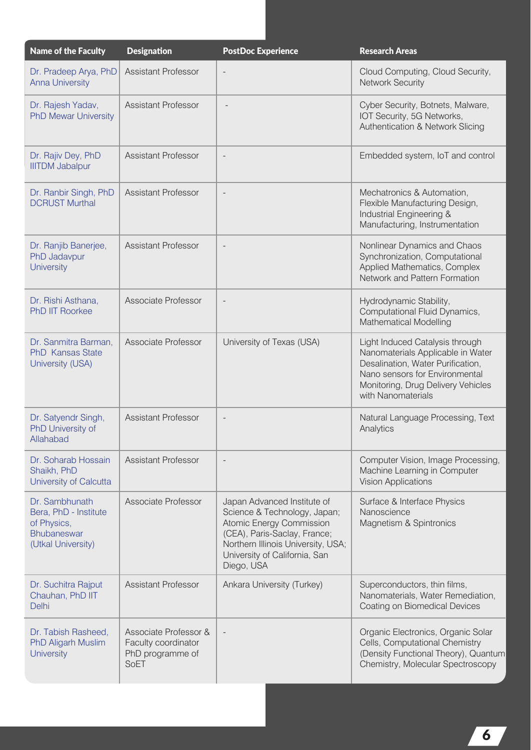| Name of the Faculty | Designation | PostDoc Experience | Research Areas |
|---|---|---|---|
| Dr. Pradeep Arya, PhD Anna University | Assistant Professor | - | Cloud Computing, Cloud Security, Network Security |
| Dr. Rajesh Yadav, PhD Mewar University | Assistant Professor | - | Cyber Security, Botnets, Malware, IOT Security, 5G Networks, Authentication & Network Slicing |
| Dr. Rajiv Dey, PhD IIITDM Jabalpur | Assistant Professor | - | Embedded system, IoT and control |
| Dr. Ranbir Singh, PhD DCRUST Murthal | Assistant Professor | - | Mechatronics & Automation, Flexible Manufacturing Design, Industrial Engineering & Manufacturing, Instrumentation |
| Dr. Ranjib Banerjee, PhD Jadavpur University | Assistant Professor | - | Nonlinear Dynamics and Chaos Synchronization, Computational Applied Mathematics, Complex Network and Pattern Formation |
| Dr. Rishi Asthana, PhD IIT Roorkee | Associate Professor | - | Hydrodynamic Stability, Computational Fluid Dynamics, Mathematical Modelling |
| Dr. Sanmitra Barman, PhD Kansas State University (USA) | Associate Professor | University of Texas (USA) | Light Induced Catalysis through Nanomaterials Applicable in Water Desalination, Water Purification, Nano sensors for Environmental Monitoring, Drug Delivery Vehicles with Nanomaterials |
| Dr. Satyendr Singh, PhD University of Allahabad | Assistant Professor | - | Natural Language Processing, Text Analytics |
| Dr. Soharab Hossain Shaikh, PhD University of Calcutta | Assistant Professor | - | Computer Vision, Image Processing, Machine Learning in Computer Vision Applications |
| Dr. Sambhunath Bera, PhD - Institute of Physics, Bhubaneswar (Utkal University) | Associate Professor | Japan Advanced Institute of Science & Technology, Japan; Atomic Energy Commission (CEA), Paris-Saclay, France; Northern Illinois University, USA; University of California, San Diego, USA | Surface & Interface Physics Nanoscience Magnetism & Spintronics |
| Dr. Suchitra Rajput Chauhan, PhD IIT Delhi | Assistant Professor | Ankara University (Turkey) | Superconductors, thin films, Nanomaterials, Water Remediation, Coating on Biomedical Devices |
| Dr. Tabish Rasheed, PhD Aligarh Muslim University | Associate Professor & Faculty coordinator PhD programme of SoET | - | Organic Electronics, Organic Solar Cells, Computational Chemistry (Density Functional Theory), Quantum Chemistry, Molecular Spectroscopy |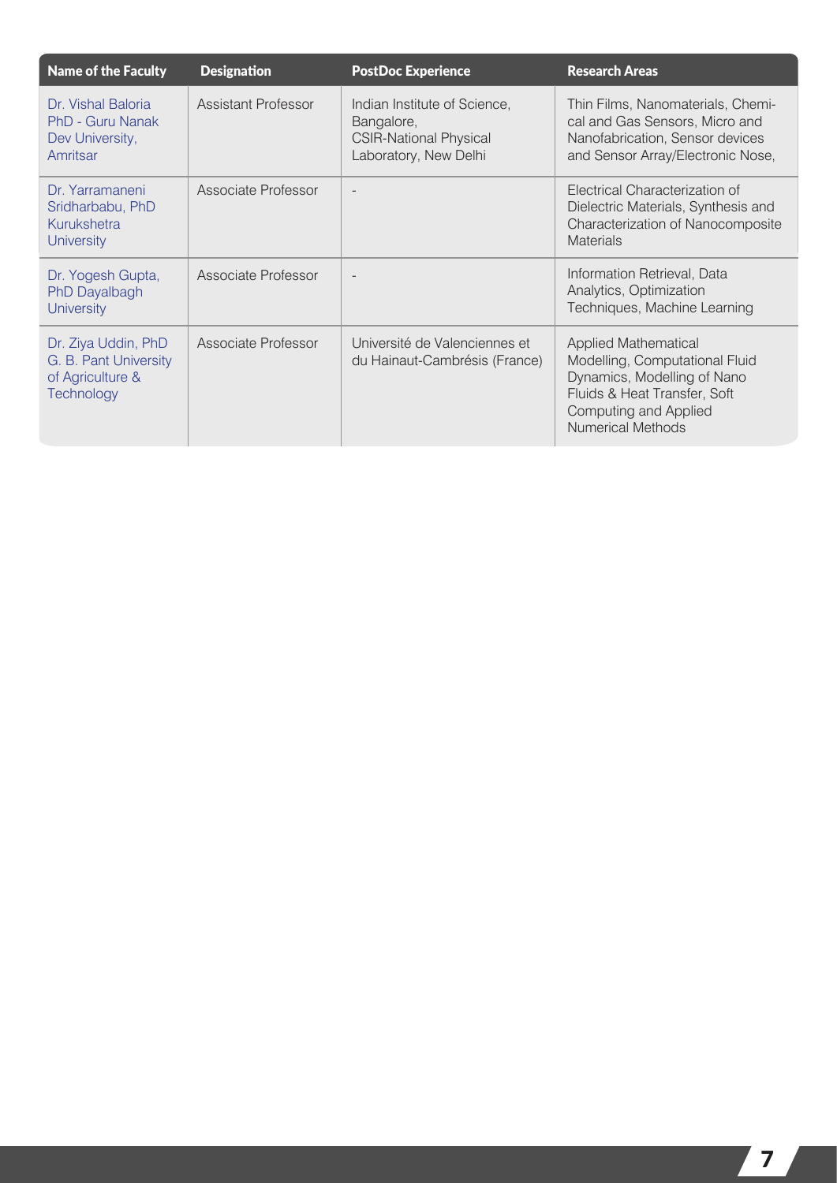| Name of the Faculty | Designation | PostDoc Experience | Research Areas |
| --- | --- | --- | --- |
| Dr. Vishal Baloria PhD - Guru Nanak Dev University, Amritsar | Assistant Professor | Indian Institute of Science, Bangalore, CSIR-National Physical Laboratory, New Delhi | Thin Films, Nanomaterials, Chemical and Gas Sensors, Micro and Nanofabrication, Sensor devices and Sensor Array/Electronic Nose, |
| Dr. Yarramaneni Sridharbabu, PhD Kurukshetra University | Associate Professor | - | Electrical Characterization of Dielectric Materials, Synthesis and Characterization of Nanocomposite Materials |
| Dr. Yogesh Gupta, PhD Dayalbagh University | Associate Professor | - | Information Retrieval, Data Analytics, Optimization Techniques, Machine Learning |
| Dr. Ziya Uddin, PhD G. B. Pant University of Agriculture & Technology | Associate Professor | Université de Valenciennes et du Hainaut-Cambrésis (France) | Applied Mathematical Modelling, Computational Fluid Dynamics, Modelling of Nano Fluids & Heat Transfer, Soft Computing and Applied Numerical Methods |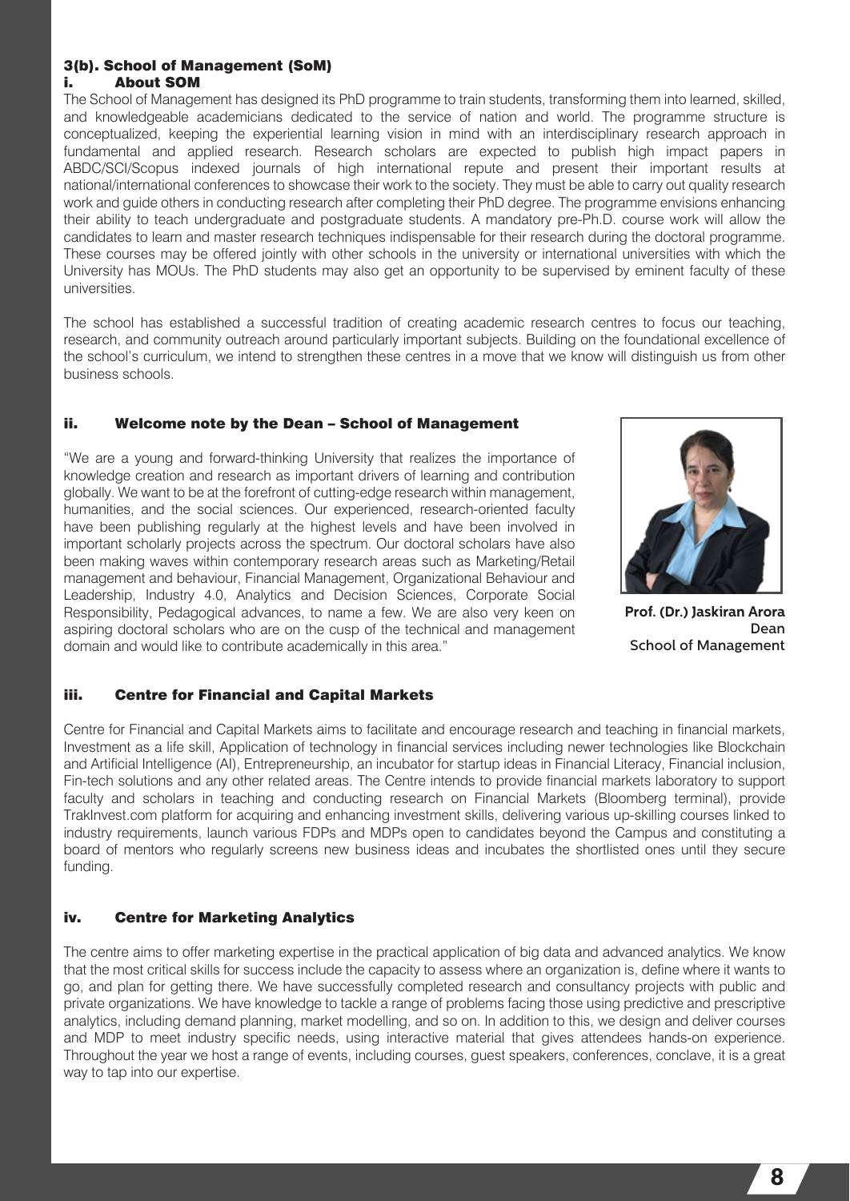## 3(b). School of Management (SoM)

### i. About SOM

The School of Management has designed its PhD programme to train students, transforming them into learned, skilled, and knowledgeable academicians dedicated to the service of nation and world. The programme structure is conceptualized, keeping the experiential learning vision in mind with an interdisciplinary research approach in fundamental and applied research. Research scholars are expected to publish high impact papers in ABDC/SCI/Scopus indexed journals of high international repute and present their important results at national/international conferences to showcase their work to the society. They must be able to carry out quality research work and guide others in conducting research after completing their PhD degree. The programme envisions enhancing their ability to teach undergraduate and postgraduate students. A mandatory pre-Ph.D. course work will allow the candidates to learn and master research techniques indispensable for their research during the doctoral programme. These courses may be offered jointly with other schools in the university or international universities with which the University has MOUs. The PhD students may also get an opportunity to be supervised by eminent faculty of these universities.

The school has established a successful tradition of creating academic research centres to focus our teaching, research, and community outreach around particularly important subjects. Building on the foundational excellence of the school's curriculum, we intend to strengthen these centres in a move that we know will distinguish us from other business schools.

### ii. Welcome note by the Dean – School of Management

"We are a young and forward-thinking University that realizes the importance of knowledge creation and research as important drivers of learning and contribution globally. We want to be at the forefront of cutting-edge research within management, humanities, and the social sciences. Our experienced, research-oriented faculty have been publishing regularly at the highest levels and have been involved in important scholarly projects across the spectrum. Our doctoral scholars have also been making waves within contemporary research areas such as Marketing/Retail management and behaviour, Financial Management, Organizational Behaviour and Leadership, Industry 4.0, Analytics and Decision Sciences, Corporate Social Responsibility, Pedagogical advances, to name a few. We are also very keen on aspiring doctoral scholars who are on the cusp of the technical and management domain and would like to contribute academically in this area."

**Prof. (Dr.) Jaskiran Arora**
Dean
School of Management

### iii. Centre for Financial and Capital Markets

Centre for Financial and Capital Markets aims to facilitate and encourage research and teaching in financial markets, Investment as a life skill, Application of technology in financial services including newer technologies like Blockchain and Artificial Intelligence (AI), Entrepreneurship, an incubator for startup ideas in Financial Literacy, Financial inclusion, Fin-tech solutions and any other related areas. The Centre intends to provide financial markets laboratory to support faculty and scholars in teaching and conducting research on Financial Markets (Bloomberg terminal), provide TrakInvest.com platform for acquiring and enhancing investment skills, delivering various up-skilling courses linked to industry requirements, launch various FDPs and MDPs open to candidates beyond the Campus and constituting a board of mentors who regularly screens new business ideas and incubates the shortlisted ones until they secure funding.

### iv. Centre for Marketing Analytics

The centre aims to offer marketing expertise in the practical application of big data and advanced analytics. We know that the most critical skills for success include the capacity to assess where an organization is, define where it wants to go, and plan for getting there. We have successfully completed research and consultancy projects with public and private organizations. We have knowledge to tackle a range of problems facing those using predictive and prescriptive analytics, including demand planning, market modelling, and so on. In addition to this, we design and deliver courses and MDP to meet industry specific needs, using interactive material that gives attendees hands-on experience. Throughout the year we host a range of events, including courses, guest speakers, conferences, conclave, it is a great way to tap into our expertise.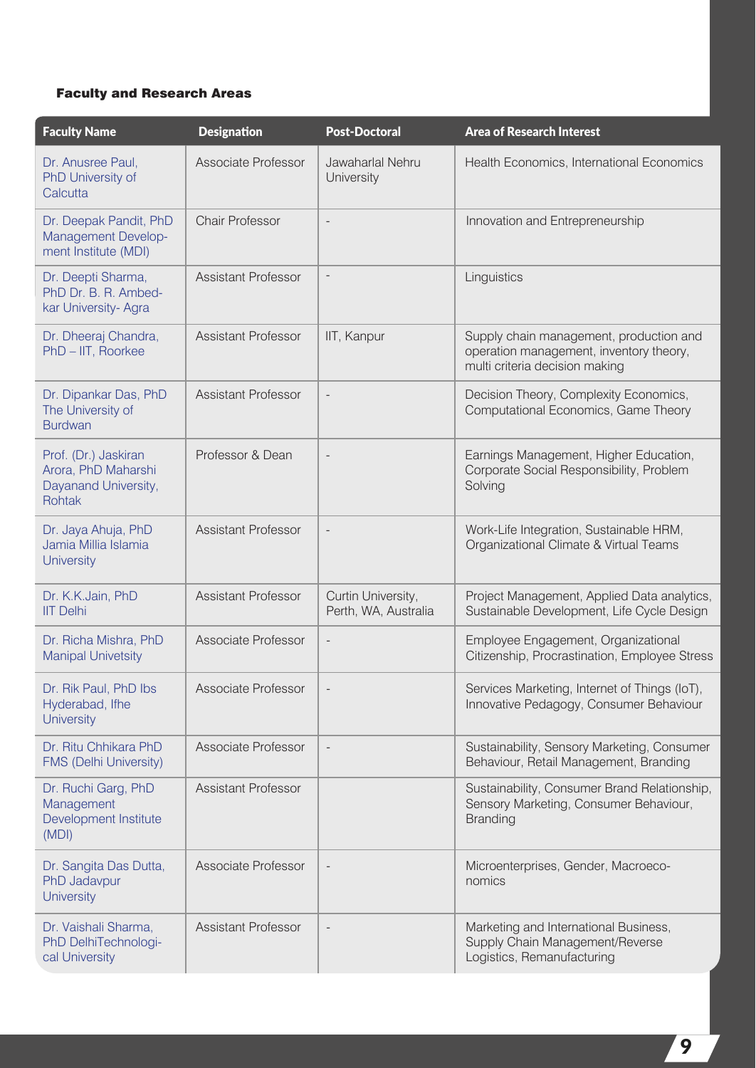### Faculty and Research Areas

| Faculty Name | Designation | Post-Doctoral | Area of Research Interest |
|---|---|---|---|
| Dr. Anusree Paul, PhD University of Calcutta | Associate Professor | Jawaharlal Nehru University | Health Economics, International Economics |
| Dr. Deepak Pandit, PhD Management Development Institute (MDI) | Chair Professor | - | Innovation and Entrepreneurship |
| Dr. Deepti Sharma, PhD Dr. B. R. Ambedkar University- Agra | Assistant Professor | - | Linguistics |
| Dr. Dheeraj Chandra, PhD – IIT, Roorkee | Assistant Professor | IIT, Kanpur | Supply chain management, production and operation management, inventory theory, multi criteria decision making |
| Dr. Dipankar Das, PhD The University of Burdwan | Assistant Professor | - | Decision Theory, Complexity Economics, Computational Economics, Game Theory |
| Prof. (Dr.) Jaskiran Arora, PhD Maharshi Dayanand University, Rohtak | Professor & Dean | - | Earnings Management, Higher Education, Corporate Social Responsibility, Problem Solving |
| Dr. Jaya Ahuja, PhD Jamia Millia Islamia University | Assistant Professor | - | Work-Life Integration, Sustainable HRM, Organizational Climate & Virtual Teams |
| Dr. K.K.Jain, PhD IIT Delhi | Assistant Professor | Curtin University, Perth, WA, Australia | Project Management, Applied Data analytics, Sustainable Development, Life Cycle Design |
| Dr. Richa Mishra, PhD Manipal Univetsity | Associate Professor | - | Employee Engagement, Organizational Citizenship, Procrastination, Employee Stress |
| Dr. Rik Paul, PhD Ibs Hyderabad, Ifhe University | Associate Professor | - | Services Marketing, Internet of Things (IoT), Innovative Pedagogy, Consumer Behaviour |
| Dr. Ritu Chhikara PhD FMS (Delhi University) | Associate Professor | - | Sustainability, Sensory Marketing, Consumer Behaviour, Retail Management, Branding |
| Dr. Ruchi Garg, PhD Management Development Institute (MDI) | Assistant Professor | | Sustainability, Consumer Brand Relationship, Sensory Marketing, Consumer Behaviour, Branding |
| Dr. Sangita Das Dutta, PhD Jadavpur University | Associate Professor | - | Microenterprises, Gender, Macroeconomics |
| Dr. Vaishali Sharma, PhD DelhiTechnological University | Assistant Professor | - | Marketing and International Business, Supply Chain Management/Reverse Logistics, Remanufacturing |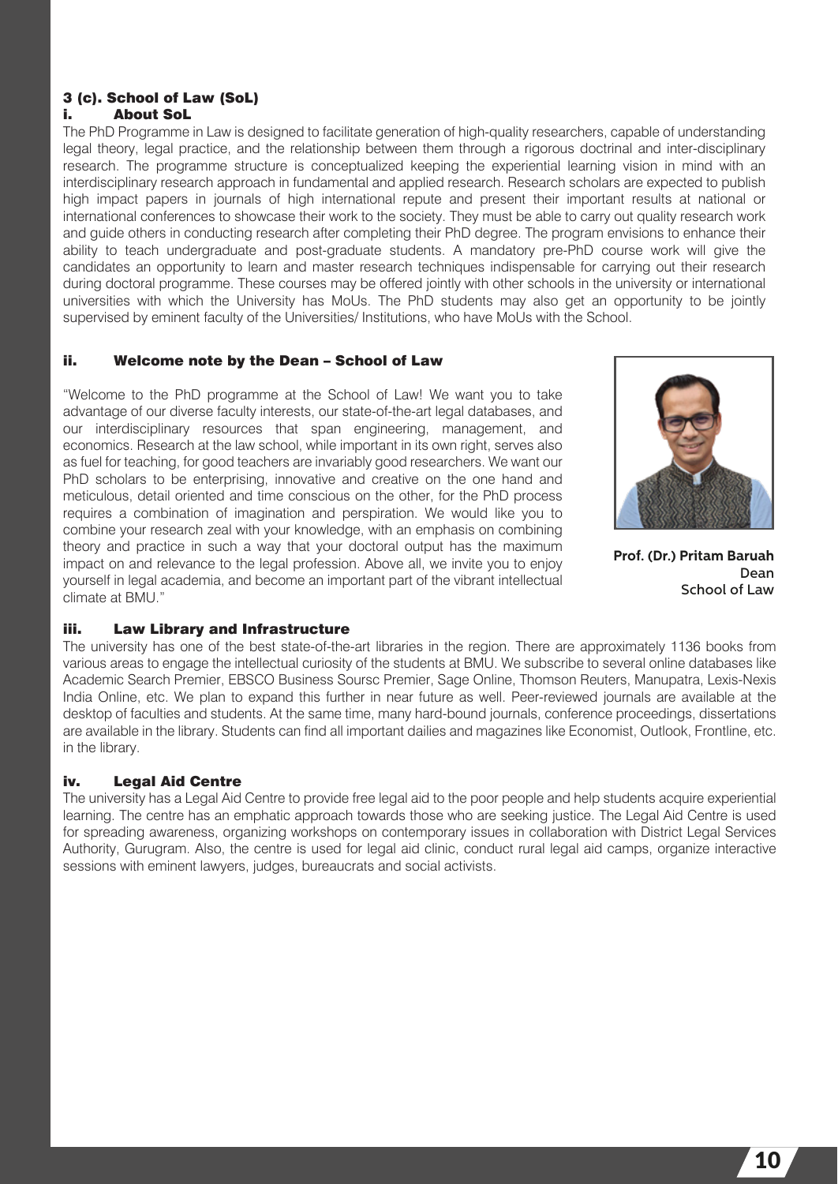### 3 (c). School of Law (SoL)

#### i. About SoL

The PhD Programme in Law is designed to facilitate generation of high-quality researchers, capable of understanding legal theory, legal practice, and the relationship between them through a rigorous doctrinal and inter-disciplinary research. The programme structure is conceptualized keeping the experiential learning vision in mind with an interdisciplinary research approach in fundamental and applied research. Research scholars are expected to publish high impact papers in journals of high international repute and present their important results at national or international conferences to showcase their work to the society. They must be able to carry out quality research work and guide others in conducting research after completing their PhD degree. The program envisions to enhance their ability to teach undergraduate and post-graduate students. A mandatory pre-PhD course work will give the candidates an opportunity to learn and master research techniques indispensable for carrying out their research during doctoral programme. These courses may be offered jointly with other schools in the university or international universities with which the University has MoUs. The PhD students may also get an opportunity to be jointly supervised by eminent faculty of the Universities/ Institutions, who have MoUs with the School.

#### ii. Welcome note by the Dean – School of Law

"Welcome to the PhD programme at the School of Law! We want you to take advantage of our diverse faculty interests, our state-of-the-art legal databases, and our interdisciplinary resources that span engineering, management, and economics. Research at the law school, while important in its own right, serves also as fuel for teaching, for good teachers are invariably good researchers. We want our PhD scholars to be enterprising, innovative and creative on the one hand and meticulous, detail oriented and time conscious on the other, for the PhD process requires a combination of imagination and perspiration. We would like you to combine your research zeal with your knowledge, with an emphasis on combining theory and practice in such a way that your doctoral output has the maximum impact on and relevance to the legal profession. Above all, we invite you to enjoy yourself in legal academia, and become an important part of the vibrant intellectual climate at BMU."

**Prof. (Dr.) Pritam Baruah**
Dean
School of Law

#### iii. Law Library and Infrastructure

The university has one of the best state-of-the-art libraries in the region. There are approximately 1136 books from various areas to engage the intellectual curiosity of the students at BMU. We subscribe to several online databases like Academic Search Premier, EBSCO Business Soursc Premier, Sage Online, Thomson Reuters, Manupatra, Lexis-Nexis India Online, etc. We plan to expand this further in near future as well. Peer-reviewed journals are available at the desktop of faculties and students. At the same time, many hard-bound journals, conference proceedings, dissertations are available in the library. Students can find all important dailies and magazines like Economist, Outlook, Frontline, etc. in the library.

#### iv. Legal Aid Centre

The university has a Legal Aid Centre to provide free legal aid to the poor people and help students acquire experiential learning. The centre has an emphatic approach towards those who are seeking justice. The Legal Aid Centre is used for spreading awareness, organizing workshops on contemporary issues in collaboration with District Legal Services Authority, Gurugram. Also, the centre is used for legal aid clinic, conduct rural legal aid camps, organize interactive sessions with eminent lawyers, judges, bureaucrats and social activists.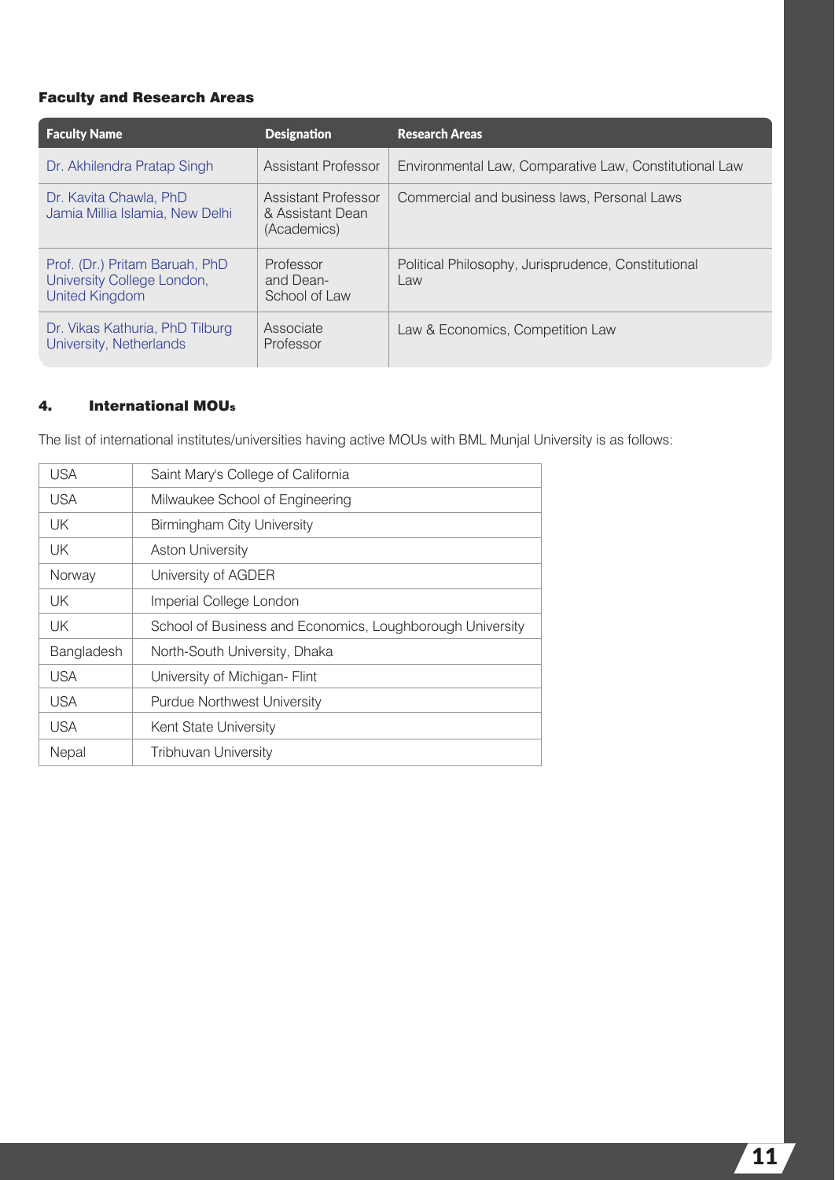### Faculty and Research Areas

| Faculty Name | Designation | Research Areas |
|---|---|---|
| Dr. Akhilendra Pratap Singh | Assistant Professor | Environmental Law, Comparative Law, Constitutional Law |
| Dr. Kavita Chawla, PhD Jamia Millia Islamia, New Delhi | Assistant Professor & Assistant Dean (Academics) | Commercial and business laws, Personal Laws |
| Prof. (Dr.) Pritam Baruah, PhD University College London, United Kingdom | Professor and Dean-School of Law | Political Philosophy, Jurisprudence, Constitutional Law |
| Dr. Vikas Kathuria, PhD Tilburg University, Netherlands | Associate Professor | Law & Economics, Competition Law |

## 4. International MOUs

The list of international institutes/universities having active MOUs with BML Munjal University is as follows:

| | |
|---|---|
| USA | Saint Mary's College of California |
| USA | Milwaukee School of Engineering |
| UK | Birmingham City University |
| UK | Aston University |
| Norway | University of AGDER |
| UK | Imperial College London |
| UK | School of Business and Economics, Loughborough University |
| Bangladesh | North-South University, Dhaka |
| USA | University of Michigan- Flint |
| USA | Purdue Northwest University |
| USA | Kent State University |
| Nepal | Tribhuvan University |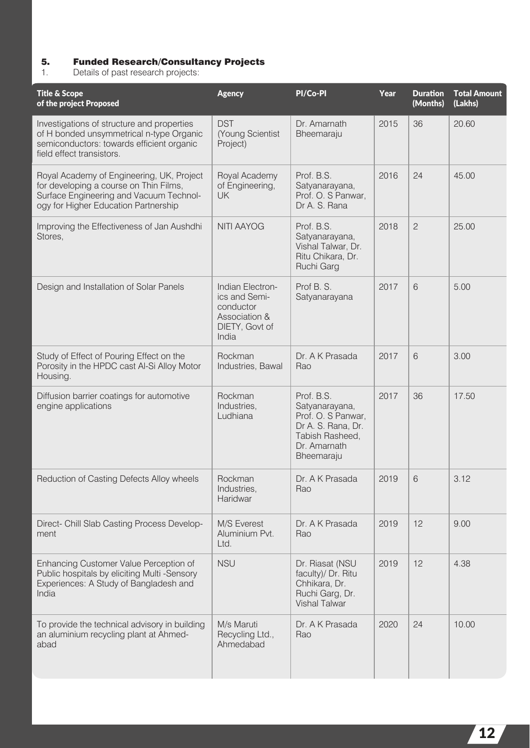## 5. Funded Research/Consultancy Projects

1. Details of past research projects:

| Title & Scope of the project Proposed | Agency | PI/Co-PI | Year | Duration (Months) | Total Amount (Lakhs) |
|---|---|---|---|---|---|
| Investigations of structure and properties of H bonded unsymmetrical n-type Organic semiconductors: towards efficient organic field effect transistors. | DST (Young Scientist Project) | Dr. Amarnath Bheemaraju | 2015 | 36 | 20.60 |
| Royal Academy of Engineering, UK, Project for developing a course on Thin Films, Surface Engineering and Vacuum Technology for Higher Education Partnership | Royal Academy of Engineering, UK | Prof. B.S. Satyanarayana, Prof. O. S Panwar, Dr A. S. Rana | 2016 | 24 | 45.00 |
| Improving the Effectiveness of Jan Aushdhi Stores, | NITI AAYOG | Prof. B.S. Satyanarayana, Vishal Talwar, Dr. Ritu Chikara, Dr. Ruchi Garg | 2018 | 2 | 25.00 |
| Design and Installation of Solar Panels | Indian Electronics and Semiconductor Association & DIETY, Govt of India | Prof B. S. Satyanarayana | 2017 | 6 | 5.00 |
| Study of Effect of Pouring Effect on the Porosity in the HPDC cast Al-Si Alloy Motor Housing. | Rockman Industries, Bawal | Dr. A K Prasada Rao | 2017 | 6 | 3.00 |
| Diffusion barrier coatings for automotive engine applications | Rockman Industries, Ludhiana | Prof. B.S. Satyanarayana, Prof. O. S Panwar, Dr A. S. Rana, Dr. Tabish Rasheed, Dr. Amarnath Bheemaraju | 2017 | 36 | 17.50 |
| Reduction of Casting Defects Alloy wheels | Rockman Industries, Haridwar | Dr. A K Prasada Rao | 2019 | 6 | 3.12 |
| Direct- Chill Slab Casting Process Development | M/S Everest Aluminium Pvt. Ltd. | Dr. A K Prasada Rao | 2019 | 12 | 9.00 |
| Enhancing Customer Value Perception of Public hospitals by eliciting Multi -Sensory Experiences: A Study of Bangladesh and India | NSU | Dr. Riasat (NSU faculty)/ Dr. Ritu Chhikara, Dr. Ruchi Garg, Dr. Vishal Talwar | 2019 | 12 | 4.38 |
| To provide the technical advisory in building an aluminium recycling plant at Ahmedabad | M/s Maruti Recycling Ltd., Ahmedabad | Dr. A K Prasada Rao | 2020 | 24 | 10.00 |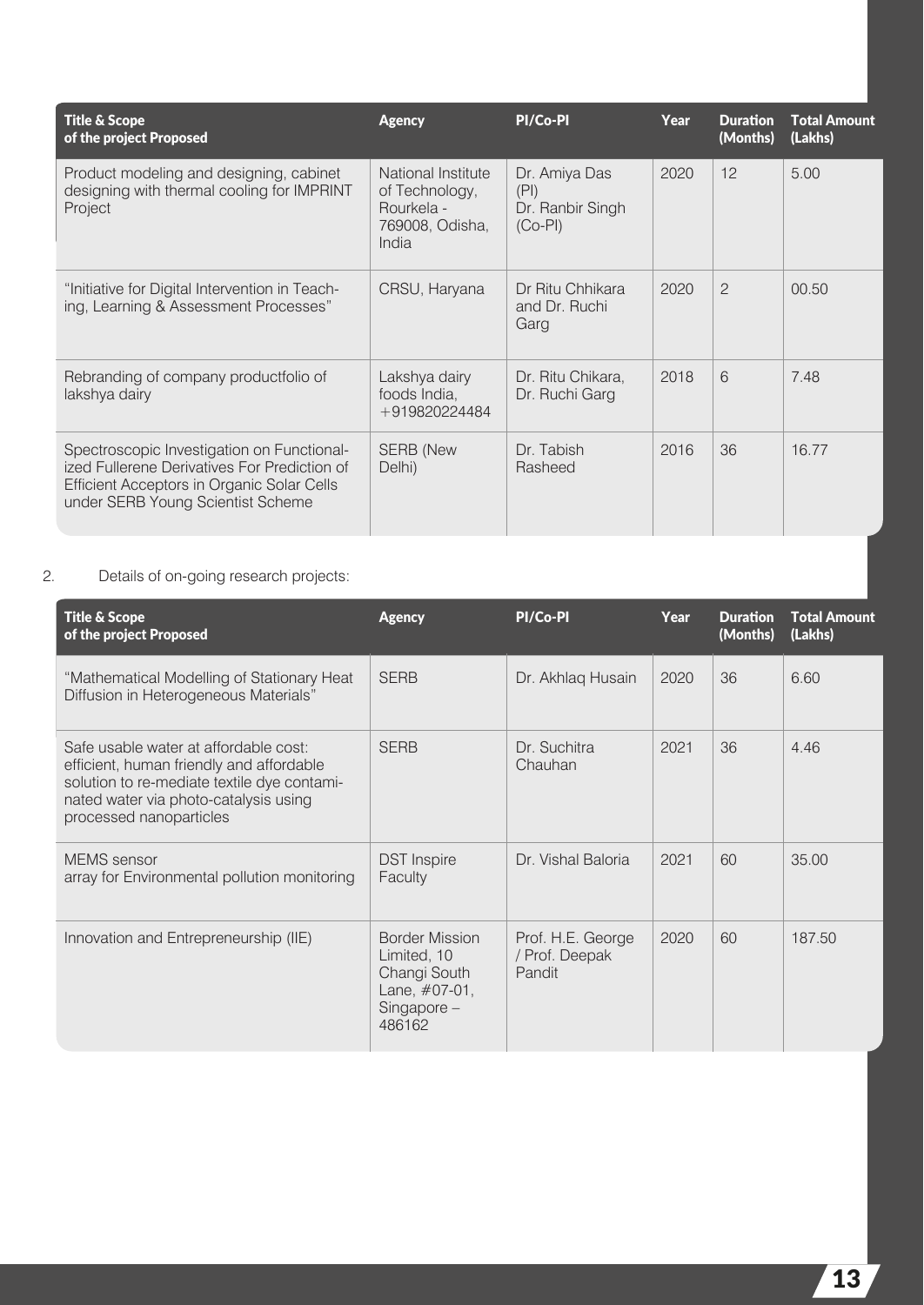| Title & Scope of the project Proposed | Agency | PI/Co-PI | Year | Duration (Months) | Total Amount (Lakhs) |
|---|---|---|---|---|---|
| Product modeling and designing, cabinet designing with thermal cooling for IMPRINT Project | National Institute of Technology, Rourkela - 769008, Odisha, India | Dr. Amiya Das (PI) Dr. Ranbir Singh (Co-PI) | 2020 | 12 | 5.00 |
| "Initiative for Digital Intervention in Teaching, Learning & Assessment Processes" | CRSU, Haryana | Dr Ritu Chhikara and Dr. Ruchi Garg | 2020 | 2 | 00.50 |
| Rebranding of company productfolio of lakshya dairy | Lakshya dairy foods India, +919820224484 | Dr. Ritu Chikara, Dr. Ruchi Garg | 2018 | 6 | 7.48 |
| Spectroscopic Investigation on Functionalized Fullerene Derivatives For Prediction of Efficient Acceptors in Organic Solar Cells under SERB Young Scientist Scheme | SERB (New Delhi) | Dr. Tabish Rasheed | 2016 | 36 | 16.77 |

2. Details of on-going research projects:

| Title & Scope of the project Proposed | Agency | PI/Co-PI | Year | Duration (Months) | Total Amount (Lakhs) |
|---|---|---|---|---|---|
| "Mathematical Modelling of Stationary Heat Diffusion in Heterogeneous Materials" | SERB | Dr. Akhlaq Husain | 2020 | 36 | 6.60 |
| Safe usable water at affordable cost: efficient, human friendly and affordable solution to re-mediate textile dye contaminated water via photo-catalysis using processed nanoparticles | SERB | Dr. Suchitra Chauhan | 2021 | 36 | 4.46 |
| MEMS sensor array for Environmental pollution monitoring | DST Inspire Faculty | Dr. Vishal Baloria | 2021 | 60 | 35.00 |
| Innovation and Entrepreneurship (IIE) | Border Mission Limited, 10 Changi South Lane, #07-01, Singapore – 486162 | Prof. H.E. George / Prof. Deepak Pandit | 2020 | 60 | 187.50 |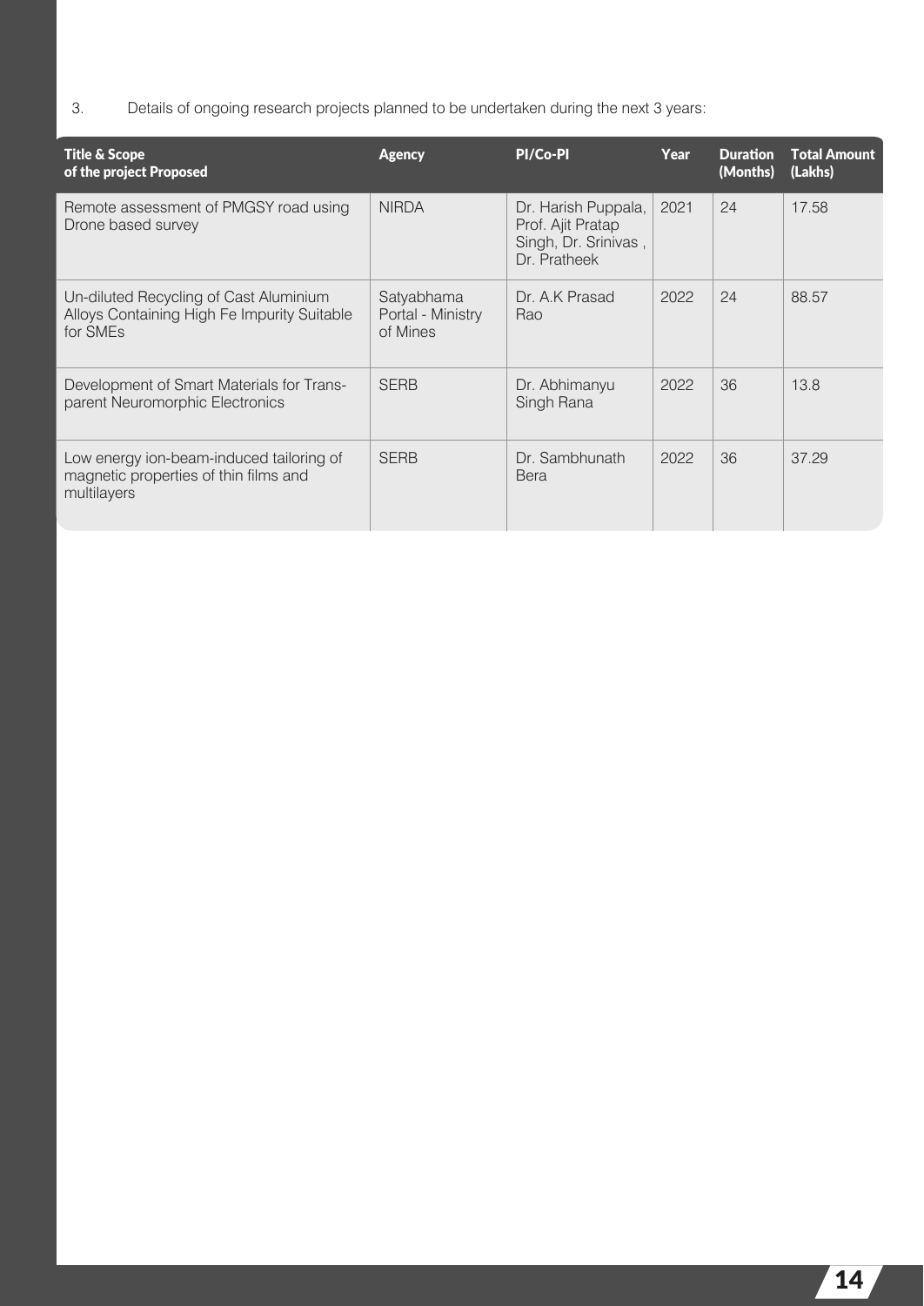3. Details of ongoing research projects planned to be undertaken during the next 3 years:

| Title & Scope of the project Proposed | Agency | PI/Co-PI | Year | Duration (Months) | Total Amount (Lakhs) |
|---|---|---|---|---|---|
| Remote assessment of PMGSY road using Drone based survey | NIRDA | Dr. Harish Puppala, Prof. Ajit Pratap Singh, Dr. Srinivas , Dr. Pratheek | 2021 | 24 | 17.58 |
| Un-diluted Recycling of Cast Aluminium Alloys Containing High Fe Impurity Suitable for SMEs | Satyabhama Portal - Ministry of Mines | Dr. A.K Prasad Rao | 2022 | 24 | 88.57 |
| Development of Smart Materials for Transparent Neuromorphic Electronics | SERB | Dr. Abhimanyu Singh Rana | 2022 | 36 | 13.8 |
| Low energy ion-beam-induced tailoring of magnetic properties of thin films and multilayers | SERB | Dr. Sambhunath Bera | 2022 | 36 | 37.29 |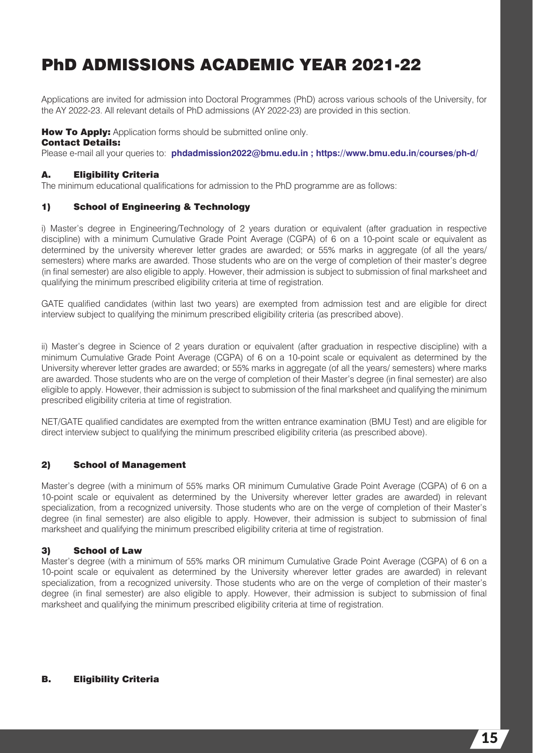# PhD ADMISSIONS ACADEMIC YEAR 2021-22

Applications are invited for admission into Doctoral Programmes (PhD) across various schools of the University, for the AY 2022-23. All relevant details of PhD admissions (AY 2022-23) are provided in this section.

**How To Apply:** Application forms should be submitted online only.

**Contact Details:**

Please e-mail all your queries to: **phdadmission2022@bmu.edu.in ; https://www.bmu.edu.in/courses/ph-d/**

## A. Eligibility Criteria

The minimum educational qualifications for admission to the PhD programme are as follows:

### 1) School of Engineering & Technology

i) Master's degree in Engineering/Technology of 2 years duration or equivalent (after graduation in respective discipline) with a minimum Cumulative Grade Point Average (CGPA) of 6 on a 10-point scale or equivalent as determined by the university wherever letter grades are awarded; or 55% marks in aggregate (of all the years/ semesters) where marks are awarded. Those students who are on the verge of completion of their master's degree (in final semester) are also eligible to apply. However, their admission is subject to submission of final marksheet and qualifying the minimum prescribed eligibility criteria at time of registration.

GATE qualified candidates (within last two years) are exempted from admission test and are eligible for direct interview subject to qualifying the minimum prescribed eligibility criteria (as prescribed above).

ii) Master's degree in Science of 2 years duration or equivalent (after graduation in respective discipline) with a minimum Cumulative Grade Point Average (CGPA) of 6 on a 10-point scale or equivalent as determined by the University wherever letter grades are awarded; or 55% marks in aggregate (of all the years/ semesters) where marks are awarded. Those students who are on the verge of completion of their Master's degree (in final semester) are also eligible to apply. However, their admission is subject to submission of the final marksheet and qualifying the minimum prescribed eligibility criteria at time of registration.

NET/GATE qualified candidates are exempted from the written entrance examination (BMU Test) and are eligible for direct interview subject to qualifying the minimum prescribed eligibility criteria (as prescribed above).

### 2) School of Management

Master's degree (with a minimum of 55% marks OR minimum Cumulative Grade Point Average (CGPA) of 6 on a 10-point scale or equivalent as determined by the University wherever letter grades are awarded) in relevant specialization, from a recognized university. Those students who are on the verge of completion of their Master's degree (in final semester) are also eligible to apply. However, their admission is subject to submission of final marksheet and qualifying the minimum prescribed eligibility criteria at time of registration.

### 3) School of Law

Master's degree (with a minimum of 55% marks OR minimum Cumulative Grade Point Average (CGPA) of 6 on a 10-point scale or equivalent as determined by the University wherever letter grades are awarded) in relevant specialization, from a recognized university. Those students who are on the verge of completion of their master's degree (in final semester) are also eligible to apply. However, their admission is subject to submission of final marksheet and qualifying the minimum prescribed eligibility criteria at time of registration.

## B. Eligibility Criteria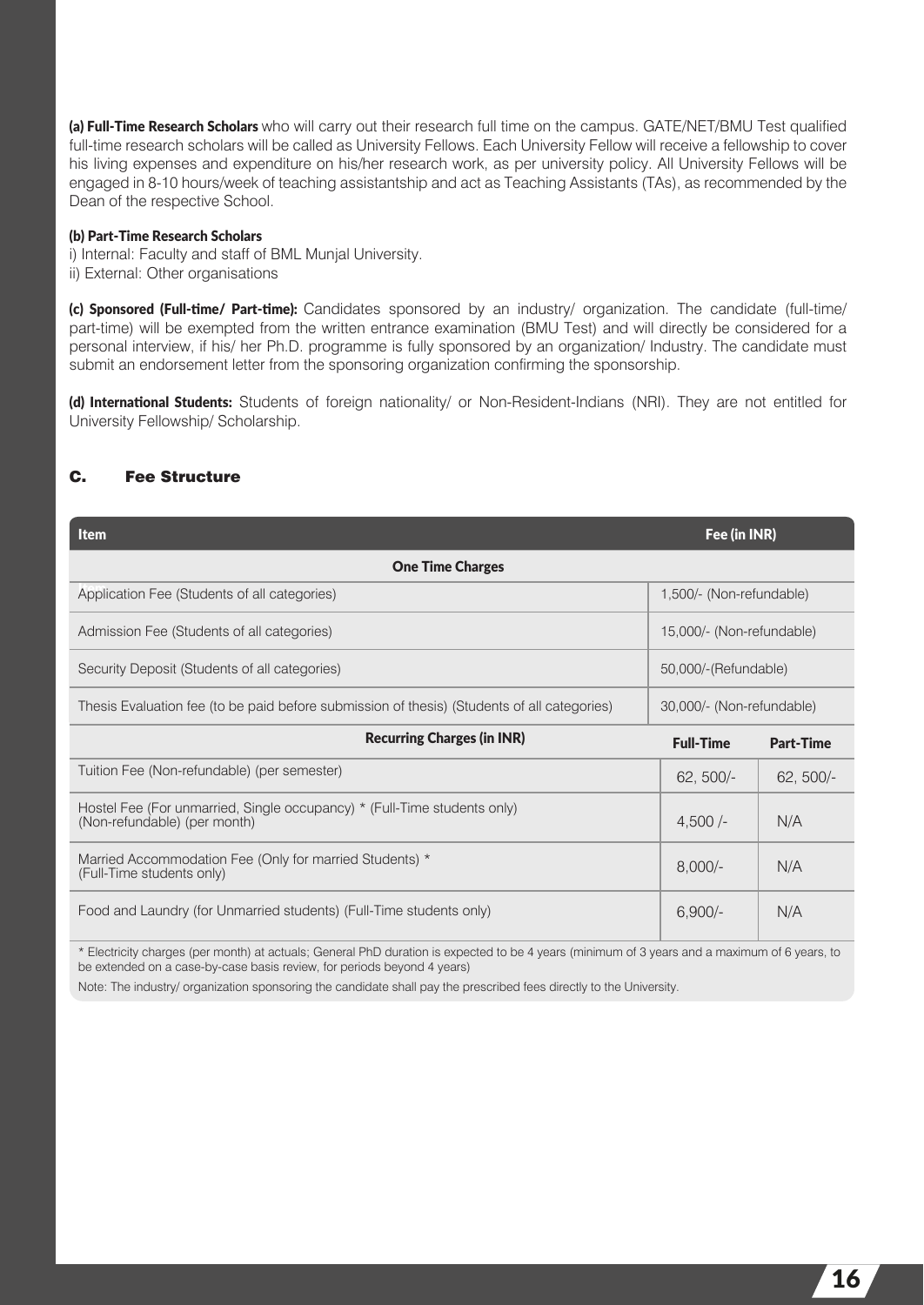**(a) Full-Time Research Scholars** who will carry out their research full time on the campus. GATE/NET/BMU Test qualified full-time research scholars will be called as University Fellows. Each University Fellow will receive a fellowship to cover his living expenses and expenditure on his/her research work, as per university policy. All University Fellows will be engaged in 8-10 hours/week of teaching assistantship and act as Teaching Assistants (TAs), as recommended by the Dean of the respective School.

**(b) Part-Time Research Scholars**

i) Internal: Faculty and staff of BML Munjal University.

ii) External: Other organisations

**(c) Sponsored (Full-time/ Part-time):** Candidates sponsored by an industry/ organization. The candidate (full-time/ part-time) will be exempted from the written entrance examination (BMU Test) and will directly be considered for a personal interview, if his/ her Ph.D. programme is fully sponsored by an organization/ Industry. The candidate must submit an endorsement letter from the sponsoring organization confirming the sponsorship.

**(d) International Students:** Students of foreign nationality/ or Non-Resident-Indians (NRI). They are not entitled for University Fellowship/ Scholarship.

## C. Fee Structure

| Item | Fee (in INR) | |
|---|---|---|
| **One Time Charges** | | |
| Application Fee (Students of all categories) | 1,500/- (Non-refundable) | |
| Admission Fee (Students of all categories) | 15,000/- (Non-refundable) | |
| Security Deposit (Students of all categories) | 50,000/-(Refundable) | |
| Thesis Evaluation fee (to be paid before submission of thesis) (Students of all categories) | 30,000/- (Non-refundable) | |
| **Recurring Charges (in INR)** | **Full-Time** | **Part-Time** |
| Tuition Fee (Non-refundable) (per semester) | 62, 500/- | 62, 500/- |
| Hostel Fee (For unmarried, Single occupancy) * (Full-Time students only) (Non-refundable) (per month) | 4,500 /- | N/A |
| Married Accommodation Fee (Only for married Students) * (Full-Time students only) | 8,000/- | N/A |
| Food and Laundry (for Unmarried students) (Full-Time students only) | 6,900/- | N/A |

* Electricity charges (per month) at actuals; General PhD duration is expected to be 4 years (minimum of 3 years and a maximum of 6 years, to be extended on a case-by-case basis review, for periods beyond 4 years)

Note: The industry/ organization sponsoring the candidate shall pay the prescribed fees directly to the University.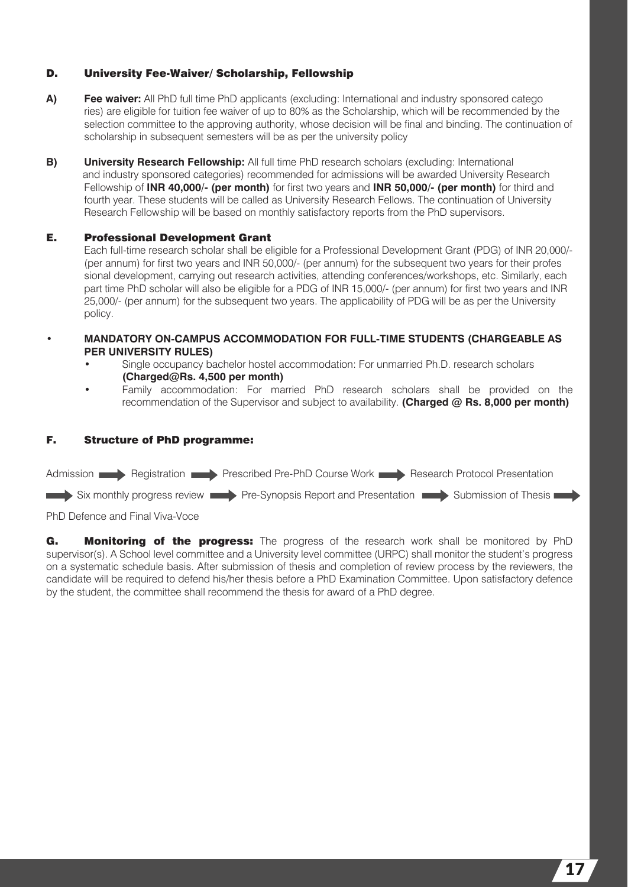## D. University Fee-Waiver/ Scholarship, Fellowship

**A) Fee waiver:** All PhD full time PhD applicants (excluding: International and industry sponsored categories) are eligible for tuition fee waiver of up to 80% as the Scholarship, which will be recommended by the selection committee to the approving authority, whose decision will be final and binding. The continuation of scholarship in subsequent semesters will be as per the university policy

**B) University Research Fellowship:** All full time PhD research scholars (excluding: International and industry sponsored categories) recommended for admissions will be awarded University Research Fellowship of **INR 40,000/- (per month)** for first two years and **INR 50,000/- (per month)** for third and fourth year. These students will be called as University Research Fellows. The continuation of University Research Fellowship will be based on monthly satisfactory reports from the PhD supervisors.

## E. Professional Development Grant

Each full-time research scholar shall be eligible for a Professional Development Grant (PDG) of INR 20,000/- (per annum) for first two years and INR 50,000/- (per annum) for the subsequent two years for their professional development, carrying out research activities, attending conferences/workshops, etc. Similarly, each part time PhD scholar will also be eligible for a PDG of INR 15,000/- (per annum) for first two years and INR 25,000/- (per annum) for the subsequent two years. The applicability of PDG will be as per the University policy.

- **MANDATORY ON-CAMPUS ACCOMMODATION FOR FULL-TIME STUDENTS (CHARGEABLE AS PER UNIVERSITY RULES)**
  - Single occupancy bachelor hostel accommodation: For unmarried Ph.D. research scholars **(Charged@Rs. 4,500 per month)**
  - Family accommodation: For married PhD research scholars shall be provided on the recommendation of the Supervisor and subject to availability. **(Charged @ Rs. 8,000 per month)**

## F. Structure of PhD programme:

Admission → Registration → Prescribed Pre-PhD Course Work → Research Protocol Presentation → Six monthly progress review → Pre-Synopsis Report and Presentation → Submission of Thesis → PhD Defence and Final Viva-Voce

**G. Monitoring of the progress:** The progress of the research work shall be monitored by PhD supervisor(s). A School level committee and a University level committee (URPC) shall monitor the student's progress on a systematic schedule basis. After submission of thesis and completion of review process by the reviewers, the candidate will be required to defend his/her thesis before a PhD Examination Committee. Upon satisfactory defence by the student, the committee shall recommend the thesis for award of a PhD degree.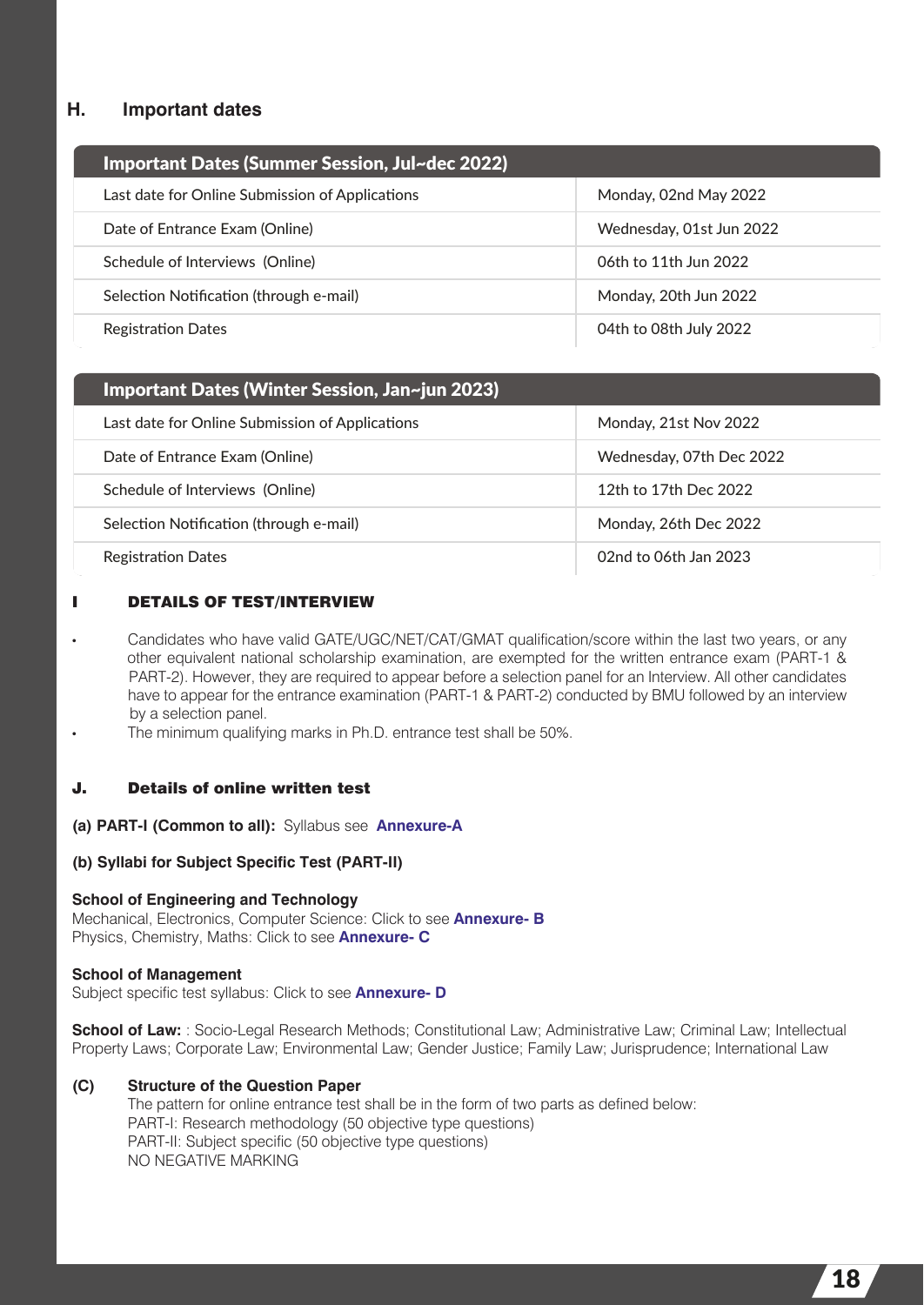## H. Important dates

| Important Dates (Summer Session, Jul~dec 2022) | |
|---|---|
| Last date for Online Submission of Applications | Monday, 02nd May 2022 |
| Date of Entrance Exam (Online) | Wednesday, 01st Jun 2022 |
| Schedule of Interviews (Online) | 06th to 11th Jun 2022 |
| Selection Notification (through e-mail) | Monday, 20th Jun 2022 |
| Registration Dates | 04th to 08th July 2022 |

| Important Dates (Winter Session, Jan~jun 2023) | |
|---|---|
| Last date for Online Submission of Applications | Monday, 21st Nov 2022 |
| Date of Entrance Exam (Online) | Wednesday, 07th Dec 2022 |
| Schedule of Interviews (Online) | 12th to 17th Dec 2022 |
| Selection Notification (through e-mail) | Monday, 26th Dec 2022 |
| Registration Dates | 02nd to 06th Jan 2023 |

## I DETAILS OF TEST/INTERVIEW

- Candidates who have valid GATE/UGC/NET/CAT/GMAT qualification/score within the last two years, or any other equivalent national scholarship examination, are exempted for the written entrance exam (PART-1 & PART-2). However, they are required to appear before a selection panel for an Interview. All other candidates have to appear for the entrance examination (PART-1 & PART-2) conducted by BMU followed by an interview by a selection panel.
- The minimum qualifying marks in Ph.D. entrance test shall be 50%.

## J. Details of online written test

**(a) PART-I (Common to all):** Syllabus see **Annexure-A**

**(b) Syllabi for Subject Specific Test (PART-II)**

**School of Engineering and Technology**
Mechanical, Electronics, Computer Science: Click to see **Annexure- B**
Physics, Chemistry, Maths: Click to see **Annexure- C**

**School of Management**
Subject specific test syllabus: Click to see **Annexure- D**

**School of Law:** : Socio-Legal Research Methods; Constitutional Law; Administrative Law; Criminal Law; Intellectual Property Laws; Corporate Law; Environmental Law; Gender Justice; Family Law; Jurisprudence; International Law

**(C) Structure of the Question Paper**

The pattern for online entrance test shall be in the form of two parts as defined below:
PART-I: Research methodology (50 objective type questions)
PART-II: Subject specific (50 objective type questions)
NO NEGATIVE MARKING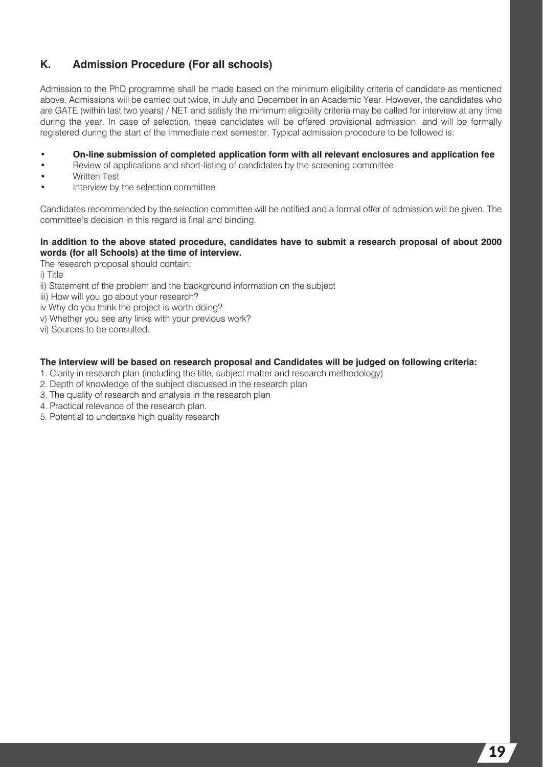## K. Admission Procedure (For all schools)

Admission to the PhD programme shall be made based on the minimum eligibility criteria of candidate as mentioned above. Admissions will be carried out twice, in July and December in an Academic Year. However, the candidates who are GATE (within last two years) / NET and satisfy the minimum eligibility criteria may be called for interview at any time during the year. In case of selection, these candidates will be offered provisional admission, and will be formally registered during the start of the immediate next semester. Typical admission procedure to be followed is:

- **On-line submission of completed application form with all relevant enclosures and application fee**
- Review of applications and short-listing of candidates by the screening committee
- Written Test
- Interview by the selection committee

Candidates recommended by the selection committee will be notified and a formal offer of admission will be given. The committee's decision in this regard is final and binding.

**In addition to the above stated procedure, candidates have to submit a research proposal of about 2000 words (for all Schools) at the time of interview.**

The research proposal should contain:

i) Title

ii) Statement of the problem and the background information on the subject

iii) How will you go about your research?

iv Why do you think the project is worth doing?

v) Whether you see any links with your previous work?

vi) Sources to be consulted.

**The interview will be based on research proposal and Candidates will be judged on following criteria:**

1. Clarity in research plan (including the title, subject matter and research methodology)
2. Depth of knowledge of the subject discussed in the research plan
3. The quality of research and analysis in the research plan
4. Practical relevance of the research plan.
5. Potential to undertake high quality research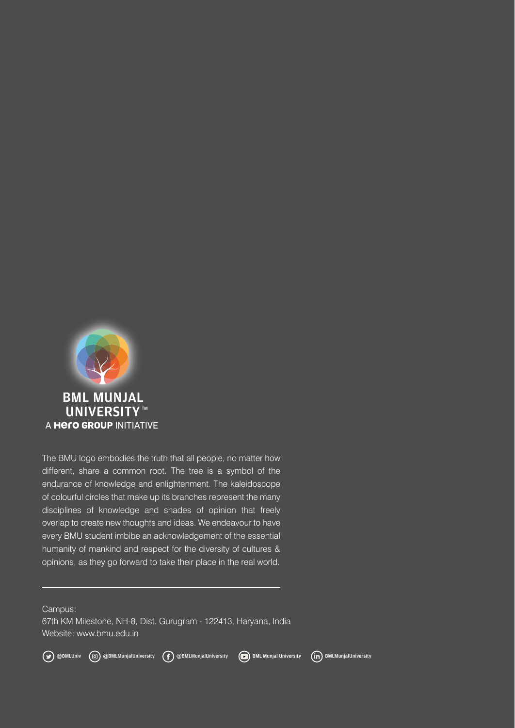BML MUNJAL UNIVERSITY™

A Hero GROUP INITIATIVE

The BMU logo embodies the truth that all people, no matter how different, share a common root. The tree is a symbol of the endurance of knowledge and enlightenment. The kaleidoscope of colourful circles that make up its branches represent the many disciplines of knowledge and shades of opinion that freely overlap to create new thoughts and ideas. We endeavour to have every BMU student imbibe an acknowledgement of the essential humanity of mankind and respect for the diversity of cultures & opinions, as they go forward to take their place in the real world.

---

Campus:
67th KM Milestone, NH-8, Dist. Gurugram - 122413, Haryana, India
Website: www.bmu.edu.in

@BMLUniv @BMLMunjalUniversity @BMLMunjalUniversity BML Munjal University BMLMunjalUniversity